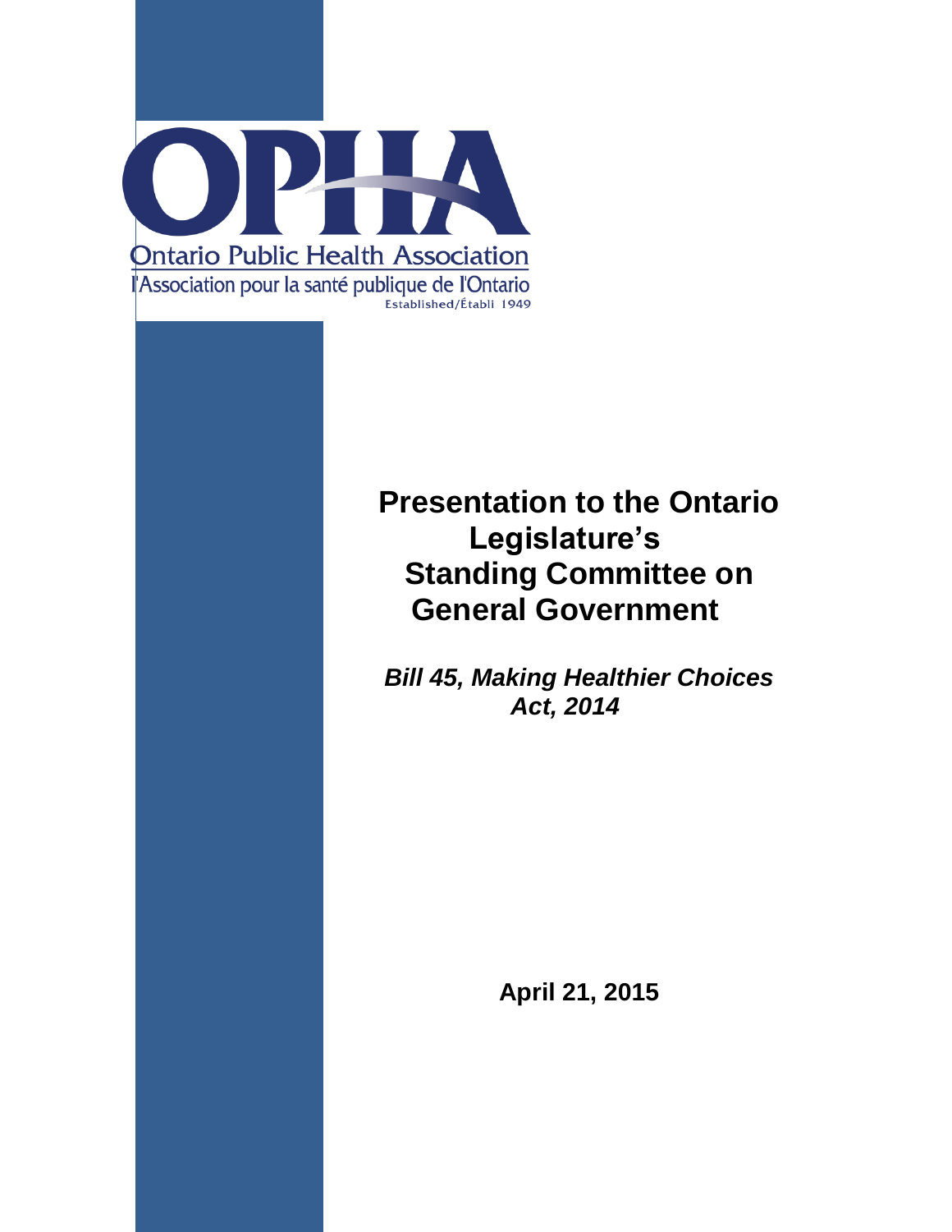# OPHA

Ontario Public Health Association

l'Association pour la santé publique de l'Ontario

Established/Établi 1949

# Presentation to the Ontario Legislature's Standing Committee on General Government

***Bill 45, Making Healthier Choices Act, 2014***

**April 21, 2015**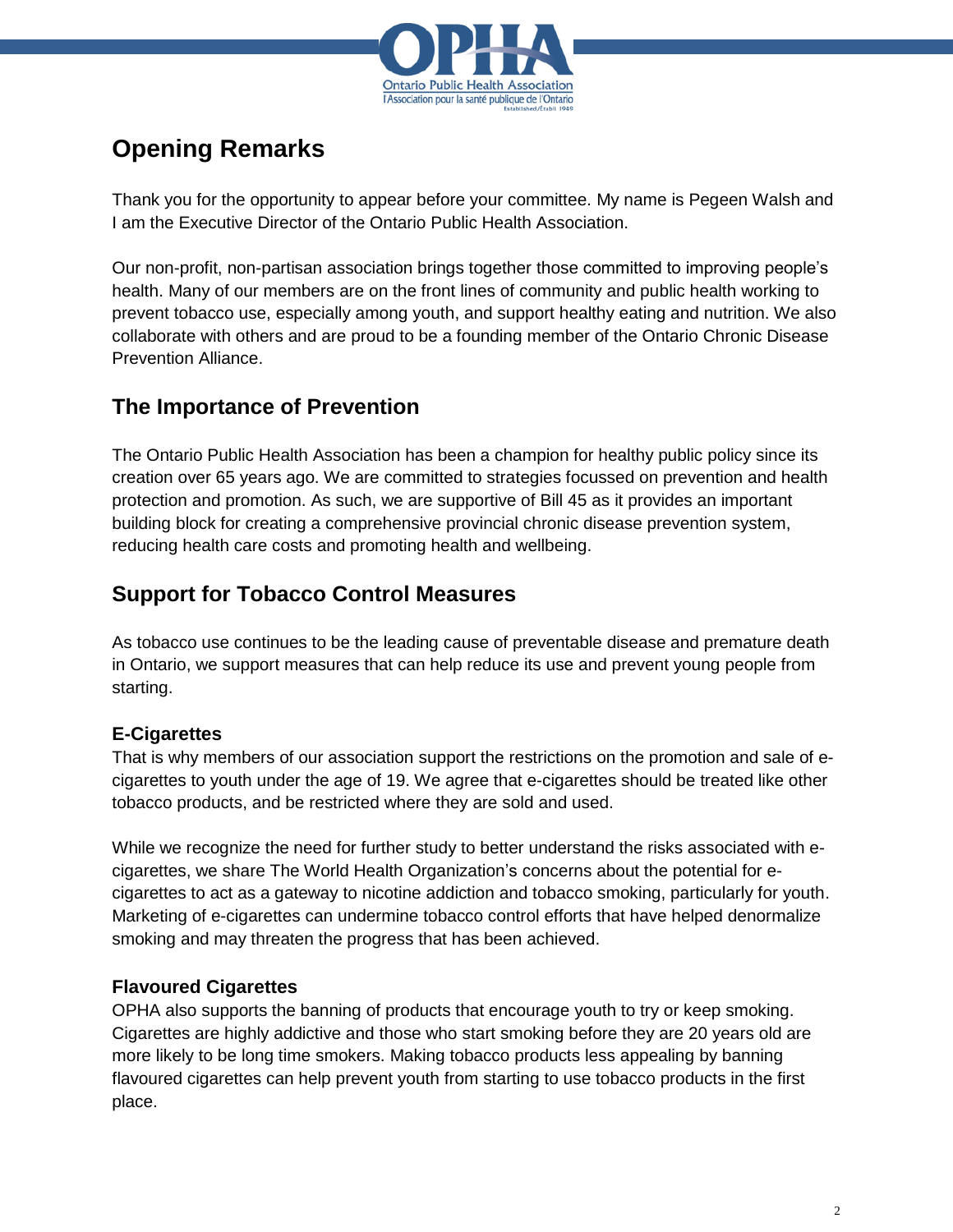## Opening Remarks

Thank you for the opportunity to appear before your committee. My name is Pegeen Walsh and I am the Executive Director of the Ontario Public Health Association.

Our non-profit, non-partisan association brings together those committed to improving people's health. Many of our members are on the front lines of community and public health working to prevent tobacco use, especially among youth, and support healthy eating and nutrition. We also collaborate with others and are proud to be a founding member of the Ontario Chronic Disease Prevention Alliance.

## The Importance of Prevention

The Ontario Public Health Association has been a champion for healthy public policy since its creation over 65 years ago. We are committed to strategies focussed on prevention and health protection and promotion. As such, we are supportive of Bill 45 as it provides an important building block for creating a comprehensive provincial chronic disease prevention system, reducing health care costs and promoting health and wellbeing.

## Support for Tobacco Control Measures

As tobacco use continues to be the leading cause of preventable disease and premature death in Ontario, we support measures that can help reduce its use and prevent young people from starting.

### E-Cigarettes

That is why members of our association support the restrictions on the promotion and sale of e-cigarettes to youth under the age of 19. We agree that e-cigarettes should be treated like other tobacco products, and be restricted where they are sold and used.

While we recognize the need for further study to better understand the risks associated with e-cigarettes, we share The World Health Organization's concerns about the potential for e-cigarettes to act as a gateway to nicotine addiction and tobacco smoking, particularly for youth. Marketing of e-cigarettes can undermine tobacco control efforts that have helped denormalize smoking and may threaten the progress that has been achieved.

### Flavoured Cigarettes

OPHA also supports the banning of products that encourage youth to try or keep smoking. Cigarettes are highly addictive and those who start smoking before they are 20 years old are more likely to be long time smokers. Making tobacco products less appealing by banning flavoured cigarettes can help prevent youth from starting to use tobacco products in the first place.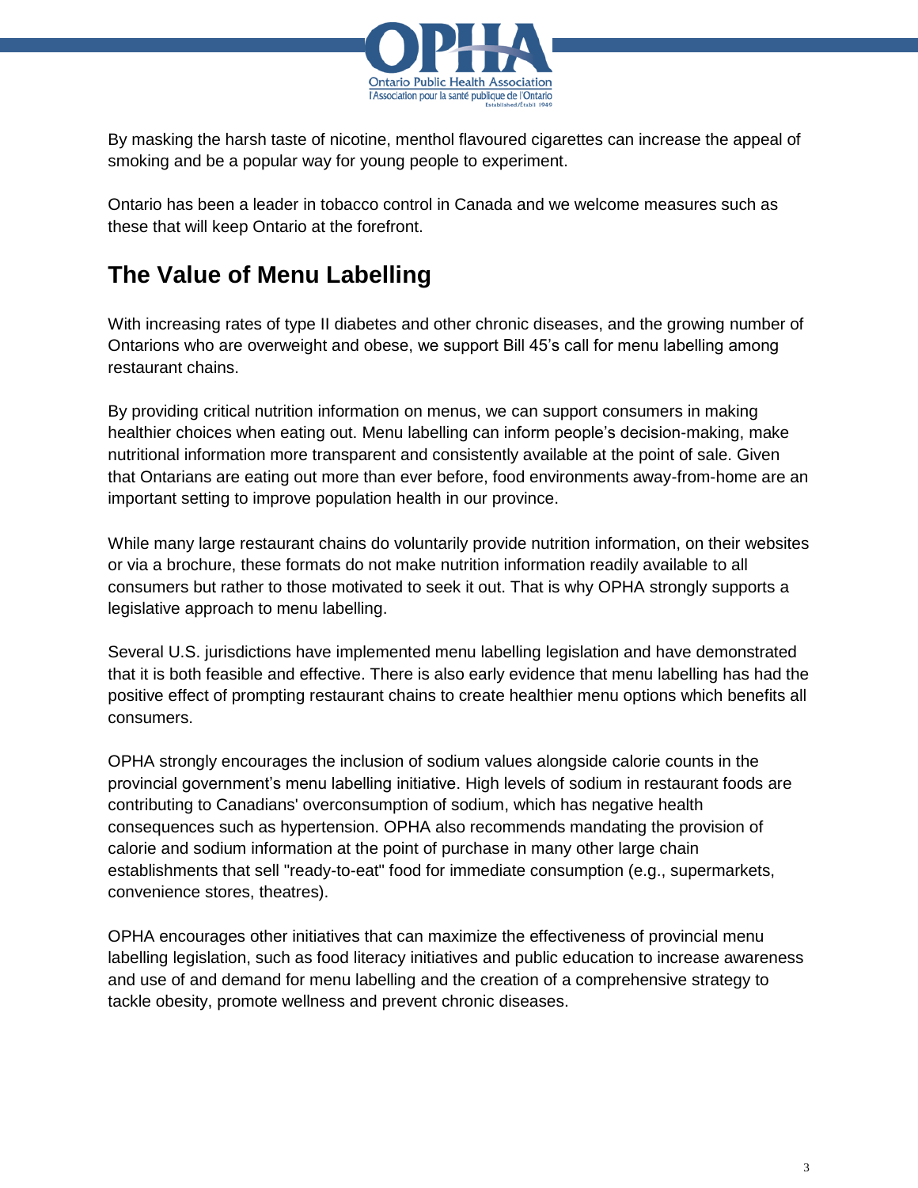By masking the harsh taste of nicotine, menthol flavoured cigarettes can increase the appeal of smoking and be a popular way for young people to experiment.

Ontario has been a leader in tobacco control in Canada and we welcome measures such as these that will keep Ontario at the forefront.

## The Value of Menu Labelling

With increasing rates of type II diabetes and other chronic diseases, and the growing number of Ontarions who are overweight and obese, we support Bill 45's call for menu labelling among restaurant chains.

By providing critical nutrition information on menus, we can support consumers in making healthier choices when eating out. Menu labelling can inform people's decision-making, make nutritional information more transparent and consistently available at the point of sale. Given that Ontarians are eating out more than ever before, food environments away-from-home are an important setting to improve population health in our province.

While many large restaurant chains do voluntarily provide nutrition information, on their websites or via a brochure, these formats do not make nutrition information readily available to all consumers but rather to those motivated to seek it out. That is why OPHA strongly supports a legislative approach to menu labelling.

Several U.S. jurisdictions have implemented menu labelling legislation and have demonstrated that it is both feasible and effective. There is also early evidence that menu labelling has had the positive effect of prompting restaurant chains to create healthier menu options which benefits all consumers.

OPHA strongly encourages the inclusion of sodium values alongside calorie counts in the provincial government's menu labelling initiative. High levels of sodium in restaurant foods are contributing to Canadians' overconsumption of sodium, which has negative health consequences such as hypertension. OPHA also recommends mandating the provision of calorie and sodium information at the point of purchase in many other large chain establishments that sell "ready-to-eat" food for immediate consumption (e.g., supermarkets, convenience stores, theatres).

OPHA encourages other initiatives that can maximize the effectiveness of provincial menu labelling legislation, such as food literacy initiatives and public education to increase awareness and use of and demand for menu labelling and the creation of a comprehensive strategy to tackle obesity, promote wellness and prevent chronic diseases.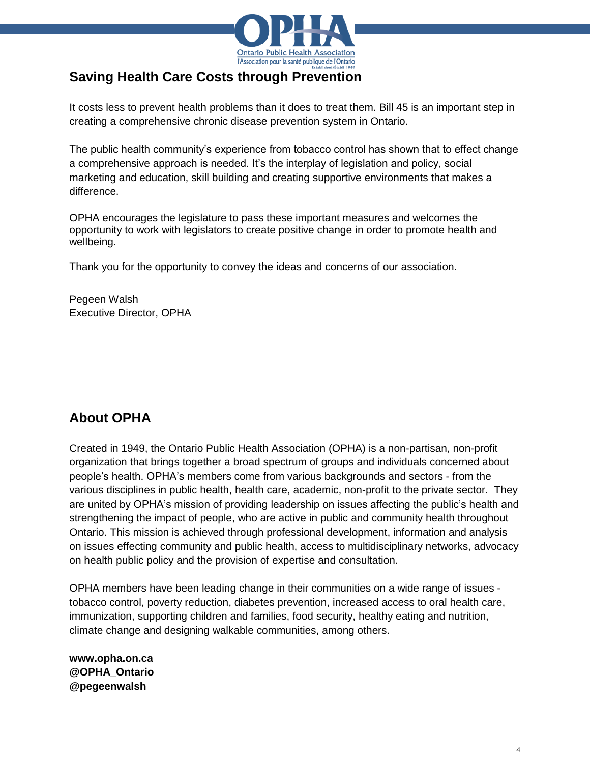## Saving Health Care Costs through Prevention

It costs less to prevent health problems than it does to treat them. Bill 45 is an important step in creating a comprehensive chronic disease prevention system in Ontario.

The public health community's experience from tobacco control has shown that to effect change a comprehensive approach is needed. It's the interplay of legislation and policy, social marketing and education, skill building and creating supportive environments that makes a difference.

OPHA encourages the legislature to pass these important measures and welcomes the opportunity to work with legislators to create positive change in order to promote health and wellbeing.

Thank you for the opportunity to convey the ideas and concerns of our association.

Pegeen Walsh
Executive Director, OPHA

## About OPHA

Created in 1949, the Ontario Public Health Association (OPHA) is a non-partisan, non-profit organization that brings together a broad spectrum of groups and individuals concerned about people's health. OPHA's members come from various backgrounds and sectors - from the various disciplines in public health, health care, academic, non-profit to the private sector. They are united by OPHA's mission of providing leadership on issues affecting the public's health and strengthening the impact of people, who are active in public and community health throughout Ontario. This mission is achieved through professional development, information and analysis on issues effecting community and public health, access to multidisciplinary networks, advocacy on health public policy and the provision of expertise and consultation.

OPHA members have been leading change in their communities on a wide range of issues - tobacco control, poverty reduction, diabetes prevention, increased access to oral health care, immunization, supporting children and families, food security, healthy eating and nutrition, climate change and designing walkable communities, among others.

**www.opha.on.ca**
**@OPHA_Ontario**
**@pegeenwalsh**